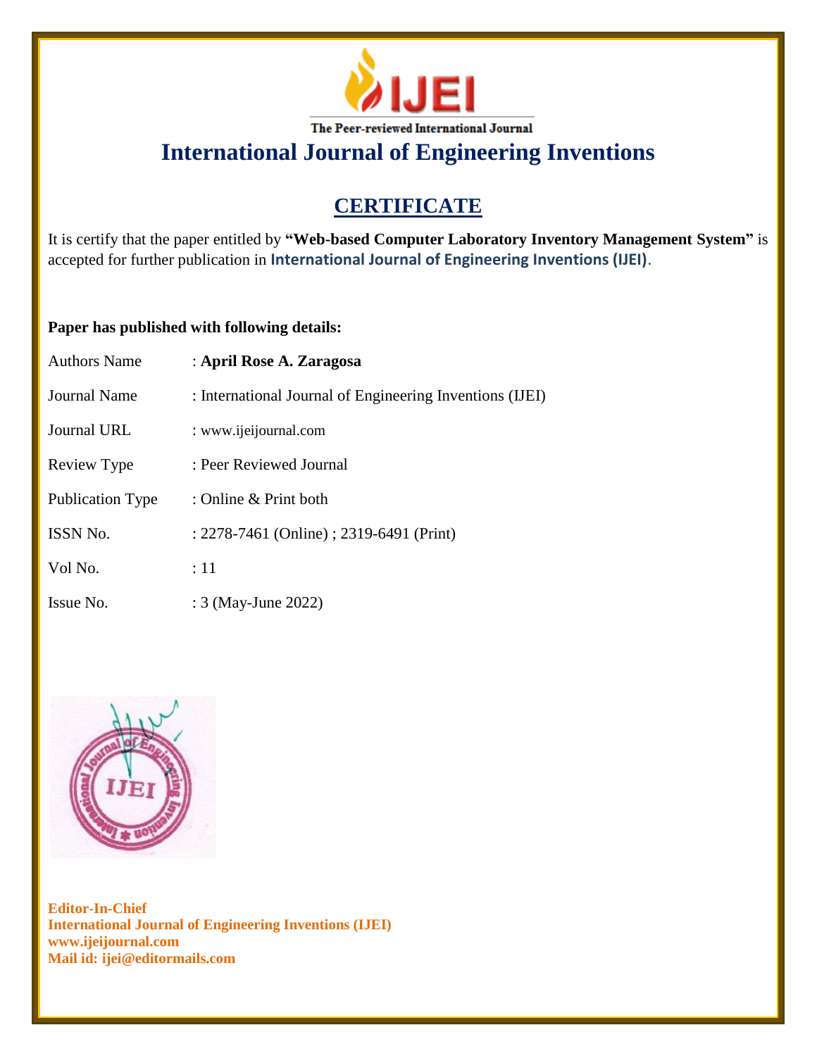IJEI

The Peer-reviewed International Journal

# International Journal of Engineering Inventions

## CERTIFICATE

It is certify that the paper entitled by **"Web-based Computer Laboratory Inventory Management System"** is accepted for further publication in **International Journal of Engineering Inventions (IJEI)**.

**Paper has published with following details:**

| | |
|---|---|
| Authors Name | : **April Rose A. Zaragosa** |
| Journal Name | : International Journal of Engineering Inventions (IJEI) |
| Journal URL | : www.ijeijournal.com |
| Review Type | : Peer Reviewed Journal |
| Publication Type | : Online & Print both |
| ISSN No. | : 2278-7461 (Online) ; 2319-6491 (Print) |
| Vol No. | : 11 |
| Issue No. | : 3 (May-June 2022) |

**Editor-In-Chief**
**International Journal of Engineering Inventions (IJEI)**
**www.ijeijournal.com**
**Mail id: ijei@editormails.com**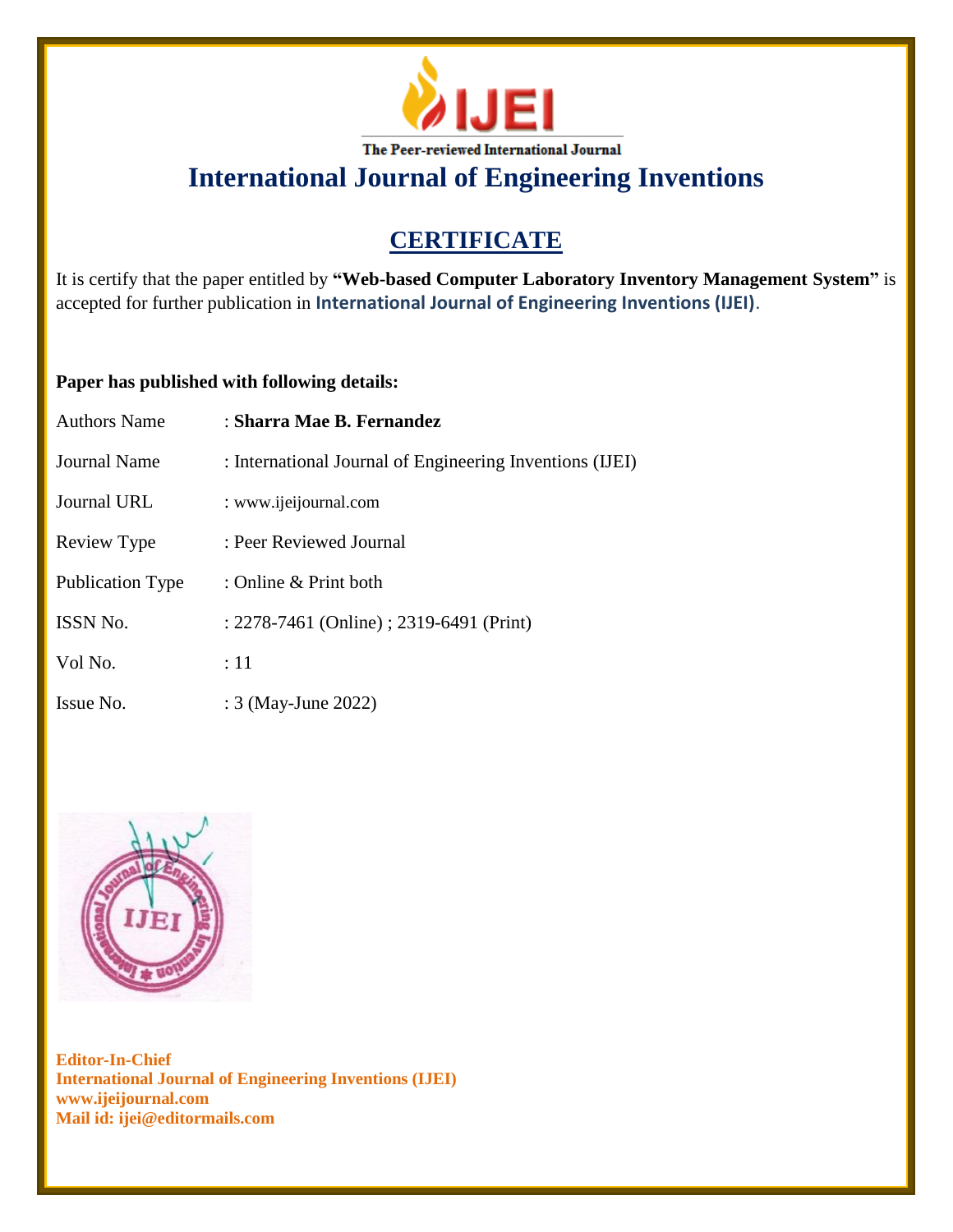IJEI

The Peer-reviewed International Journal

# International Journal of Engineering Inventions

## CERTIFICATE

It is certify that the paper entitled by **"Web-based Computer Laboratory Inventory Management System"** is accepted for further publication in **International Journal of Engineering Inventions (IJEI)**.

**Paper has published with following details:**

| | |
|---|---|
| Authors Name | : **Sharra Mae B. Fernandez** |
| Journal Name | : International Journal of Engineering Inventions (IJEI) |
| Journal URL | : www.ijeijournal.com |
| Review Type | : Peer Reviewed Journal |
| Publication Type | : Online & Print both |
| ISSN No. | : 2278-7461 (Online) ; 2319-6491 (Print) |
| Vol No. | : 11 |
| Issue No. | : 3 (May-June 2022) |

**Editor-In-Chief**
**International Journal of Engineering Inventions (IJEI)**
**www.ijeijournal.com**
**Mail id: ijei@editormails.com**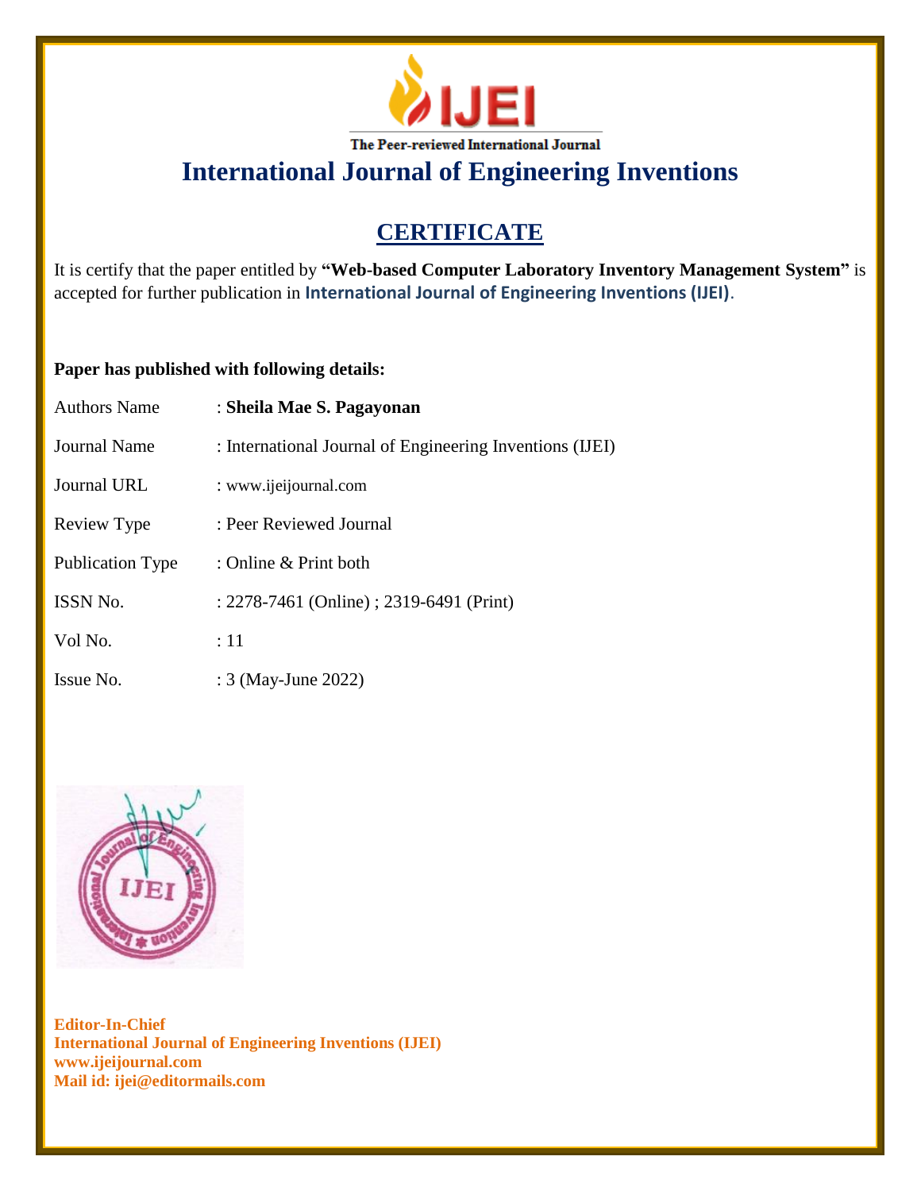The Peer-reviewed International Journal

# International Journal of Engineering Inventions

## CERTIFICATE

It is certify that the paper entitled by **"Web-based Computer Laboratory Inventory Management System"** is accepted for further publication in **International Journal of Engineering Inventions (IJEI)**.

**Paper has published with following details:**

| | |
|---|---|
| Authors Name | : **Sheila Mae S. Pagayonan** |
| Journal Name | : International Journal of Engineering Inventions (IJEI) |
| Journal URL | : www.ijeijournal.com |
| Review Type | : Peer Reviewed Journal |
| Publication Type | : Online & Print both |
| ISSN No. | : 2278-7461 (Online) ; 2319-6491 (Print) |
| Vol No. | : 11 |
| Issue No. | : 3 (May-June 2022) |

**Editor-In-Chief**
**International Journal of Engineering Inventions (IJEI)**
**www.ijeijournal.com**
**Mail id: ijei@editormails.com**